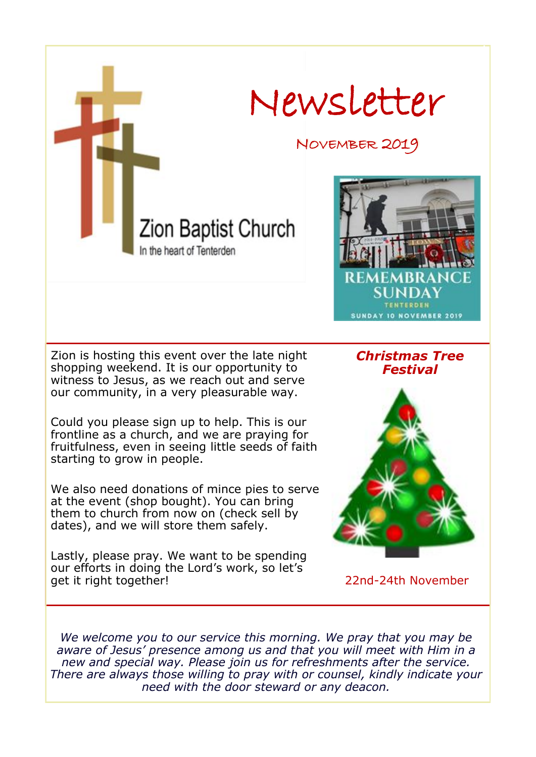# Newsletter

## November 2019

Zion Baptist Church

In the heart of Tenterden

REMEMBRANCE SUNDAY

TENTERDEN

SUNDAY 10 NOVEMBER 2019

### *Christmas Tree Festival*

22nd-24th November

Zion is hosting this event over the late night shopping weekend. It is our opportunity to witness to Jesus, as we reach out and serve our community, in a very pleasurable way.

Could you please sign up to help. This is our frontline as a church, and we are praying for fruitfulness, even in seeing little seeds of faith starting to grow in people.

We also need donations of mince pies to serve at the event (shop bought). You can bring them to church from now on (check sell by dates), and we will store them safely.

Lastly, please pray. We want to be spending our efforts in doing the Lord's work, so let's get it right together!

*We welcome you to our service this morning. We pray that you may be aware of Jesus' presence among us and that you will meet with Him in a new and special way. Please join us for refreshments after the service. There are always those willing to pray with or counsel, kindly indicate your need with the door steward or any deacon.*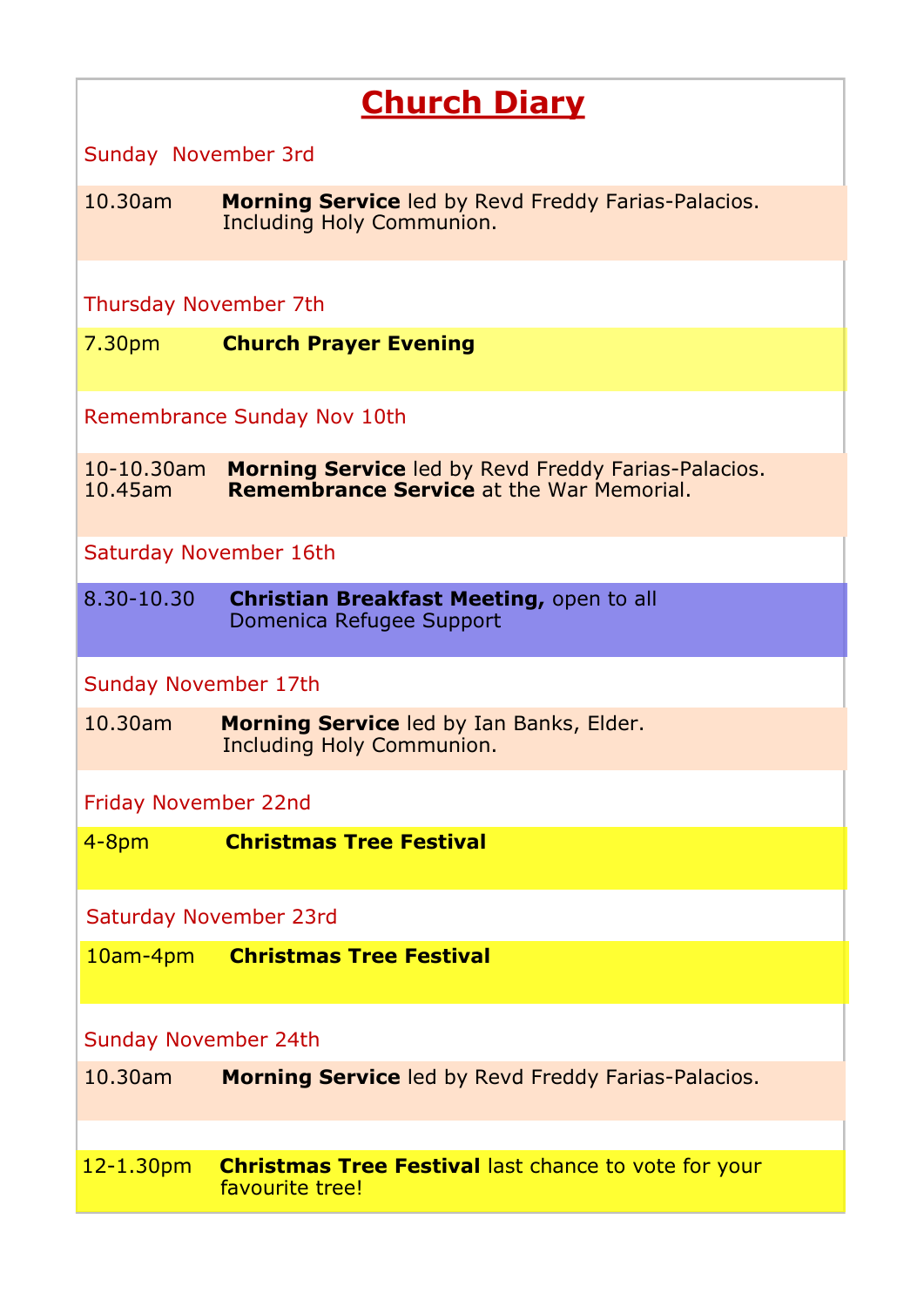# Church Diary

Sunday November 3rd

10.30am **Morning Service** led by Revd Freddy Farias-Palacios. Including Holy Communion.

Thursday November 7th

7.30pm **Church Prayer Evening**

Remembrance Sunday Nov 10th

10-10.30am **Morning Service** led by Revd Freddy Farias-Palacios.
10.45am **Remembrance Service** at the War Memorial.

Saturday November 16th

8.30-10.30 **Christian Breakfast Meeting,** open to all
Domenica Refugee Support

Sunday November 17th

10.30am **Morning Service** led by Ian Banks, Elder. Including Holy Communion.

Friday November 22nd

4-8pm **Christmas Tree Festival**

Saturday November 23rd

10am-4pm **Christmas Tree Festival**

Sunday November 24th

10.30am **Morning Service** led by Revd Freddy Farias-Palacios.

12-1.30pm **Christmas Tree Festival** last chance to vote for your favourite tree!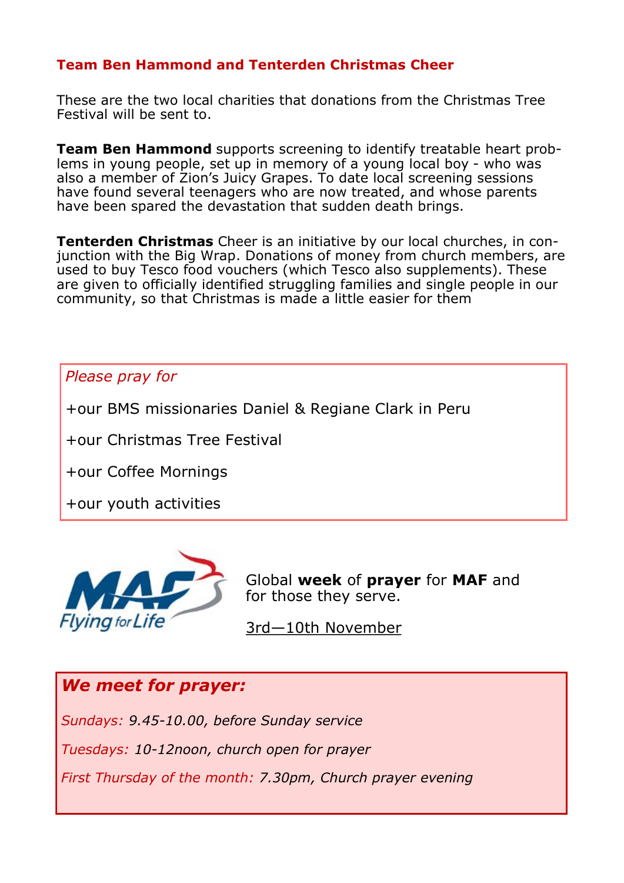## Team Ben Hammond and Tenterden Christmas Cheer

These are the two local charities that donations from the Christmas Tree Festival will be sent to.

**Team Ben Hammond** supports screening to identify treatable heart problems in young people, set up in memory of a young local boy - who was also a member of Zion's Juicy Grapes. To date local screening sessions have found several teenagers who are now treated, and whose parents have been spared the devastation that sudden death brings.

**Tenterden Christmas** Cheer is an initiative by our local churches, in conjunction with the Big Wrap. Donations of money from church members, are used to buy Tesco food vouchers (which Tesco also supplements). These are given to officially identified struggling families and single people in our community, so that Christmas is made a little easier for them

*Please pray for*

+our BMS missionaries Daniel & Regiane Clark in Peru

+our Christmas Tree Festival

+our Coffee Mornings

+our youth activities

MAF Flying for Life

Global **week** of **prayer** for **MAF** and for those they serve.

3rd—10th November

### *We meet for prayer:*

*Sundays: 9.45-10.00, before Sunday service*

*Tuesdays: 10-12noon, church open for prayer*

*First Thursday of the month: 7.30pm, Church prayer evening*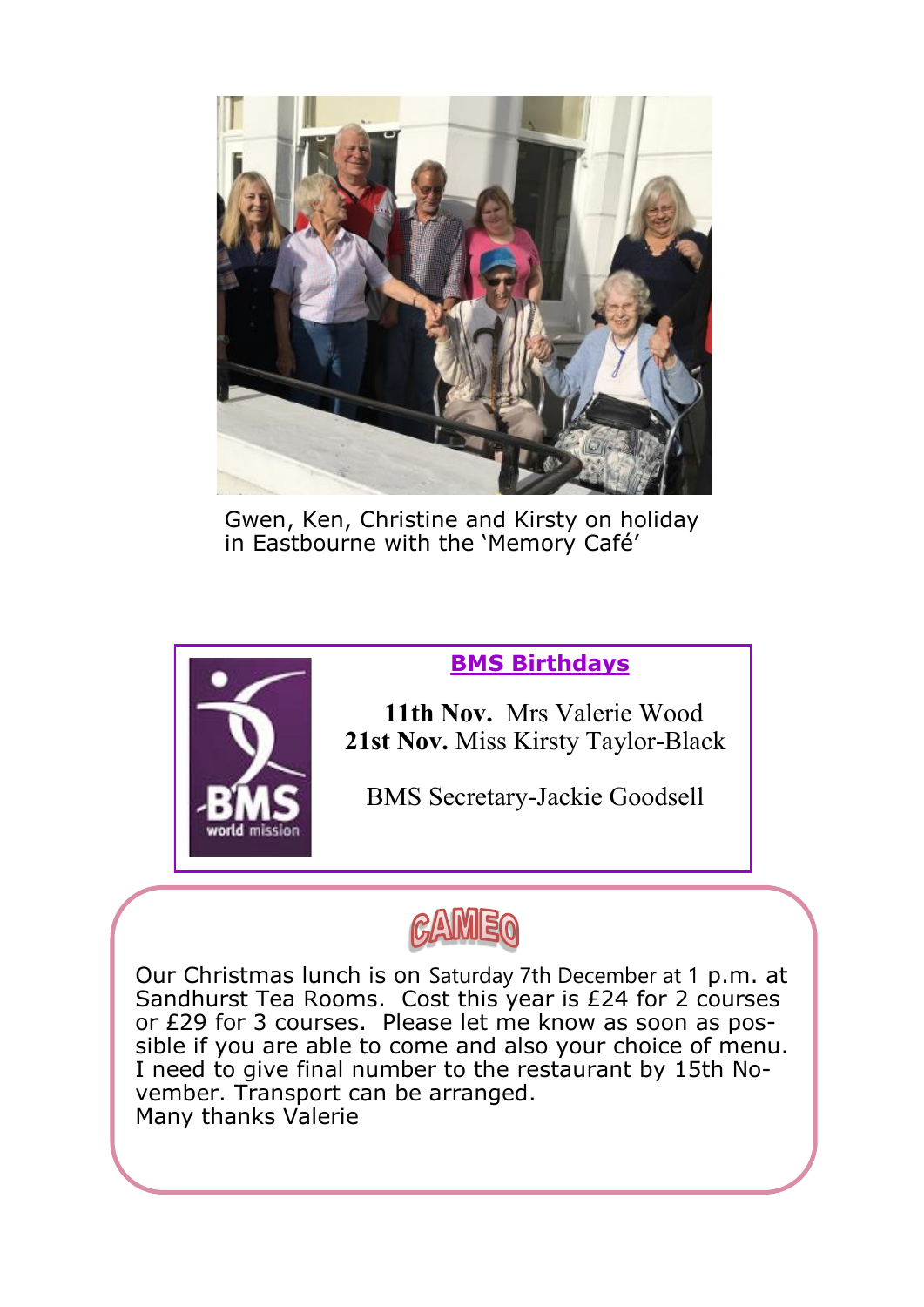Gwen, Ken, Christine and Kirsty on holiday in Eastbourne with the 'Memory Café'

## BMS Birthdays

**11th Nov.** Mrs Valerie Wood
**21st Nov.** Miss Kirsty Taylor-Black

BMS Secretary-Jackie Goodsell

## CAMEO

Our Christmas lunch is on Saturday 7th December at 1 p.m. at Sandhurst Tea Rooms. Cost this year is £24 for 2 courses or £29 for 3 courses. Please let me know as soon as possible if you are able to come and also your choice of menu. I need to give final number to the restaurant by 15th November. Transport can be arranged.
Many thanks Valerie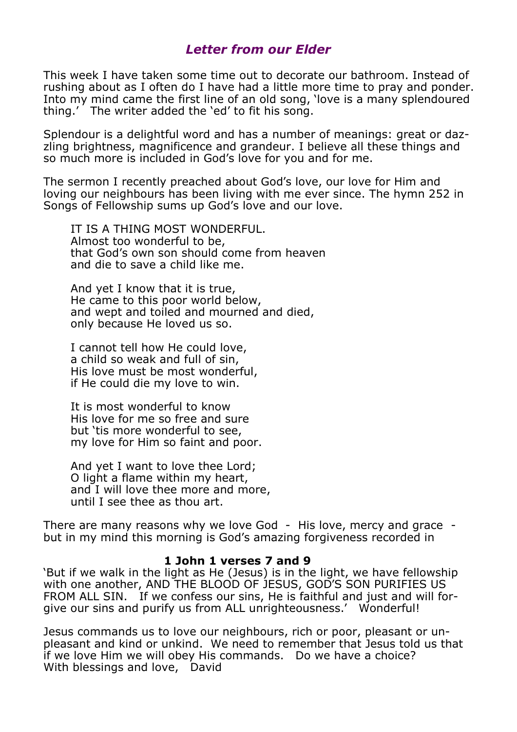## *Letter from our Elder*

This week I have taken some time out to decorate our bathroom. Instead of rushing about as I often do I have had a little more time to pray and ponder. Into my mind came the first line of an old song, 'love is a many splendoured thing.' The writer added the 'ed' to fit his song.

Splendour is a delightful word and has a number of meanings: great or dazzling brightness, magnificence and grandeur. I believe all these things and so much more is included in God's love for you and for me.

The sermon I recently preached about God's love, our love for Him and loving our neighbours has been living with me ever since. The hymn 252 in Songs of Fellowship sums up God's love and our love.

> IT IS A THING MOST WONDERFUL.
> Almost too wonderful to be,
> that God's own son should come from heaven
> and die to save a child like me.
>
> And yet I know that it is true,
> He came to this poor world below,
> and wept and toiled and mourned and died,
> only because He loved us so.
>
> I cannot tell how He could love,
> a child so weak and full of sin,
> His love must be most wonderful,
> if He could die my love to win.
>
> It is most wonderful to know
> His love for me so free and sure
> but 'tis more wonderful to see,
> my love for Him so faint and poor.
>
> And yet I want to love thee Lord;
> O light a flame within my heart,
> and I will love thee more and more,
> until I see thee as thou art.

There are many reasons why we love God - His love, mercy and grace - but in my mind this morning is God's amazing forgiveness recorded in

**1 John 1 verses 7 and 9**

'But if we walk in the light as He (Jesus) is in the light, we have fellowship with one another, AND THE BLOOD OF JESUS, GOD'S SON PURIFIES US FROM ALL SIN. If we confess our sins, He is faithful and just and will forgive our sins and purify us from ALL unrighteousness.' Wonderful!

Jesus commands us to love our neighbours, rich or poor, pleasant or unpleasant and kind or unkind. We need to remember that Jesus told us that if we love Him we will obey His commands. Do we have a choice?
With blessings and love, David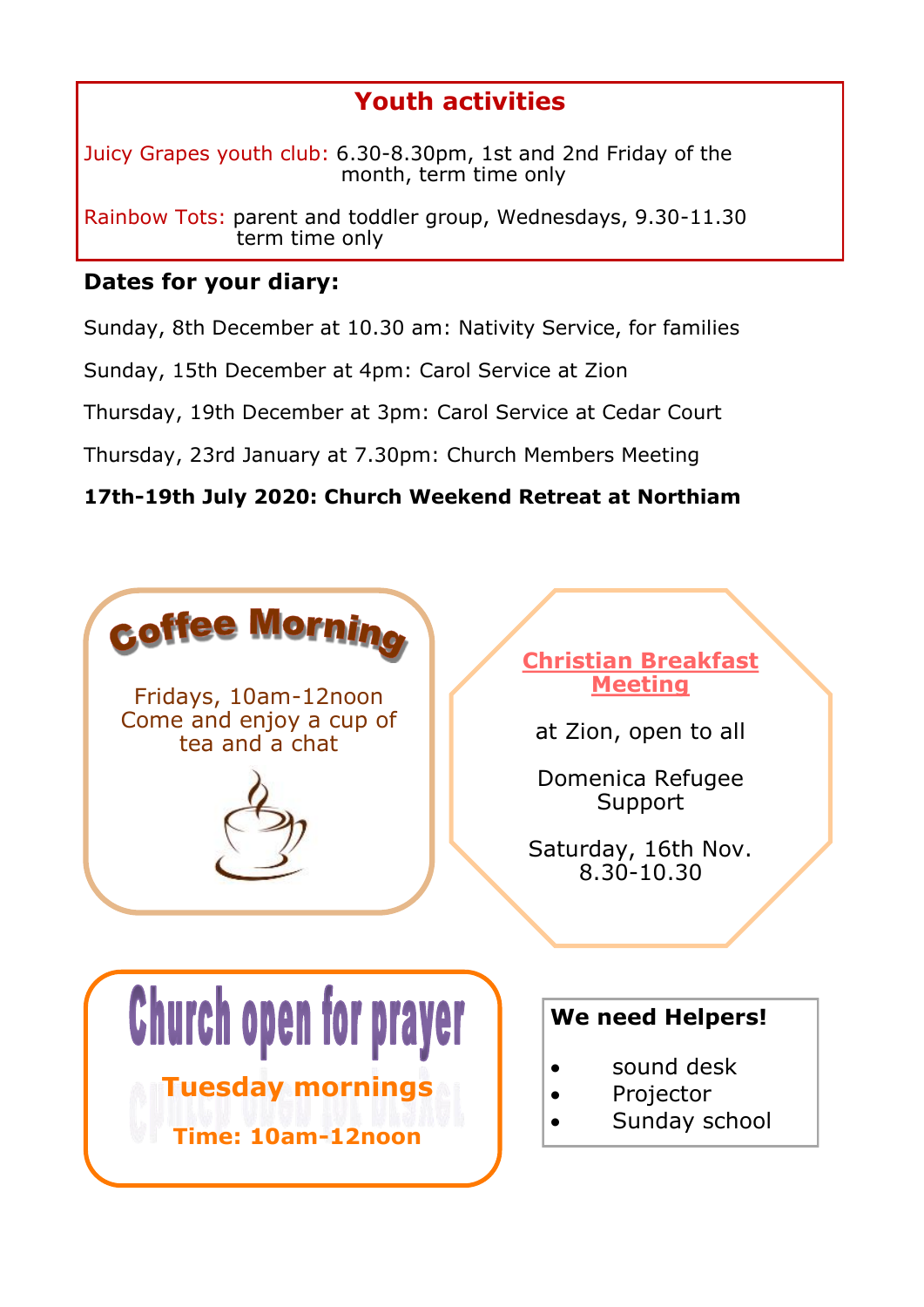## Youth activities

Juicy Grapes youth club: 6.30-8.30pm, 1st and 2nd Friday of the month, term time only

Rainbow Tots: parent and toddler group, Wednesdays, 9.30-11.30 term time only

**Dates for your diary:**

Sunday, 8th December at 10.30 am: Nativity Service, for families

Sunday, 15th December at 4pm: Carol Service at Zion

Thursday, 19th December at 3pm: Carol Service at Cedar Court

Thursday, 23rd January at 7.30pm: Church Members Meeting

**17th-19th July 2020: Church Weekend Retreat at Northiam**

## Coffee Morning

Fridays, 10am-12noon
Come and enjoy a cup of tea and a chat

## Christian Breakfast Meeting

at Zion, open to all

Domenica Refugee Support

Saturday, 16th Nov.
8.30-10.30

## Church open for prayer

**Tuesday mornings**

**Time: 10am-12noon**

**We need Helpers!**

- sound desk
- Projector
- Sunday school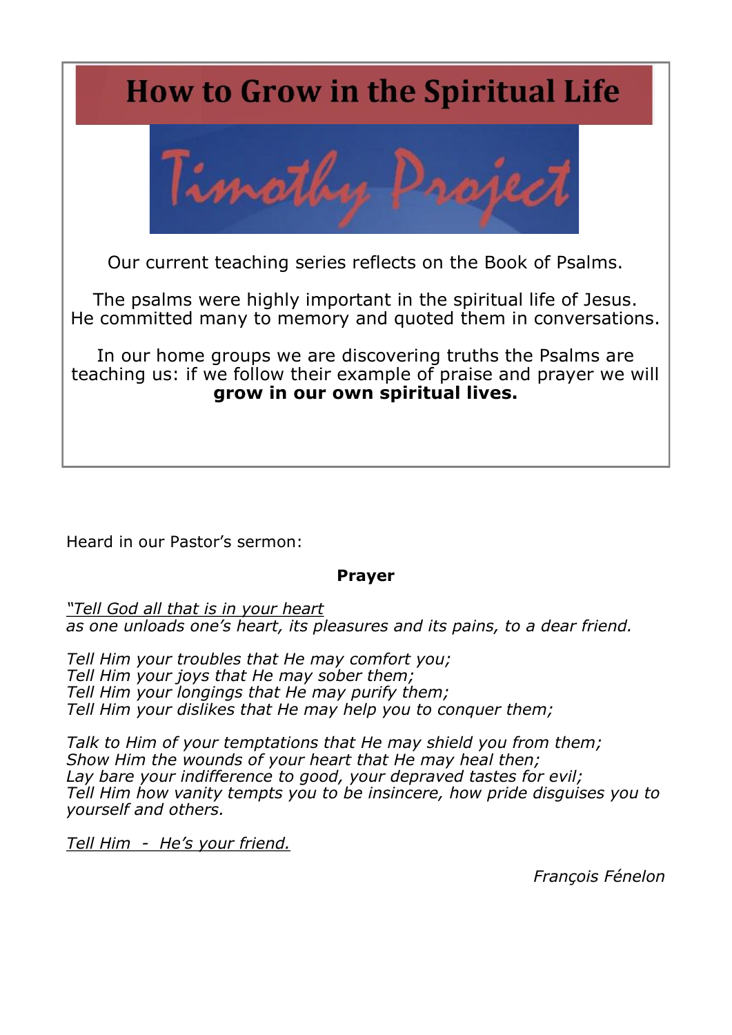# How to Grow in the Spiritual Life

Timothy Project

Our current teaching series reflects on the Book of Psalms.

The psalms were highly important in the spiritual life of Jesus. He committed many to memory and quoted them in conversations.

In our home groups we are discovering truths the Psalms are teaching us: if we follow their example of praise and prayer we will **grow in our own spiritual lives.**

Heard in our Pastor's sermon:

**Prayer**

*"Tell God all that is in your heart*
*as one unloads one's heart, its pleasures and its pains, to a dear friend.*

*Tell Him your troubles that He may comfort you;*
*Tell Him your joys that He may sober them;*
*Tell Him your longings that He may purify them;*
*Tell Him your dislikes that He may help you to conquer them;*

*Talk to Him of your temptations that He may shield you from them;*
*Show Him the wounds of your heart that He may heal then;*
*Lay bare your indifference to good, your depraved tastes for evil;*
*Tell Him how vanity tempts you to be insincere, how pride disguises you to yourself and others.*

*Tell Him - He's your friend.*

*François Fénelon*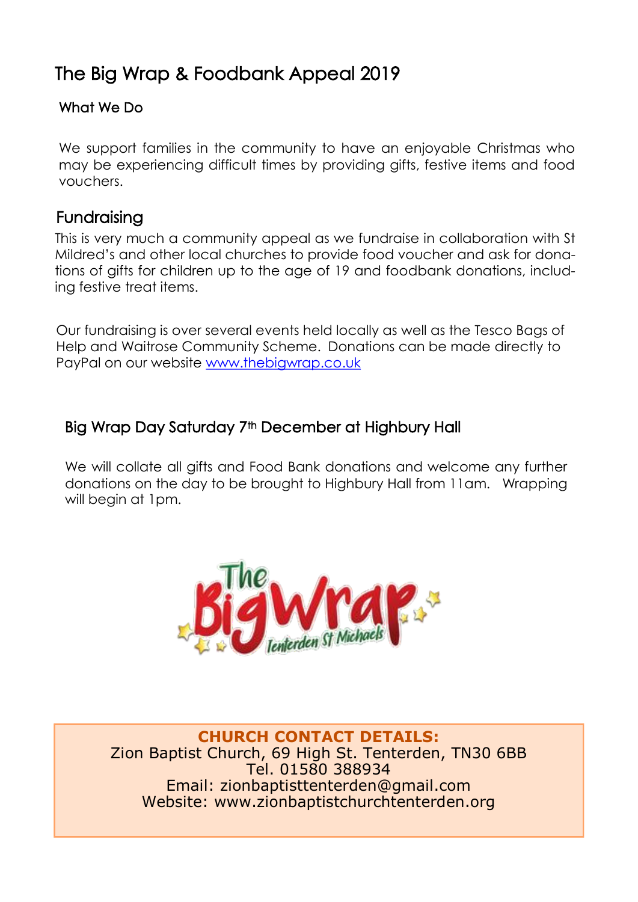# The Big Wrap & Foodbank Appeal 2019

### What We Do

We support families in the community to have an enjoyable Christmas who may be experiencing difficult times by providing gifts, festive items and food vouchers.

## Fundraising

This is very much a community appeal as we fundraise in collaboration with St Mildred's and other local churches to provide food voucher and ask for donations of gifts for children up to the age of 19 and foodbank donations, including festive treat items.

Our fundraising is over several events held locally as well as the Tesco Bags of Help and Waitrose Community Scheme. Donations can be made directly to PayPal on our website www.thebigwrap.co.uk

### Big Wrap Day Saturday 7th December at Highbury Hall

We will collate all gifts and Food Bank donations and welcome any further donations on the day to be brought to Highbury Hall from 11am. Wrapping will begin at 1pm.

The Big Wrap Tenterden St Michaels

**CHURCH CONTACT DETAILS:**
Zion Baptist Church, 69 High St. Tenterden, TN30 6BB
Tel. 01580 388934
Email: zionbaptisttenterden@gmail.com
Website: www.zionbaptistchurchtenterden.org